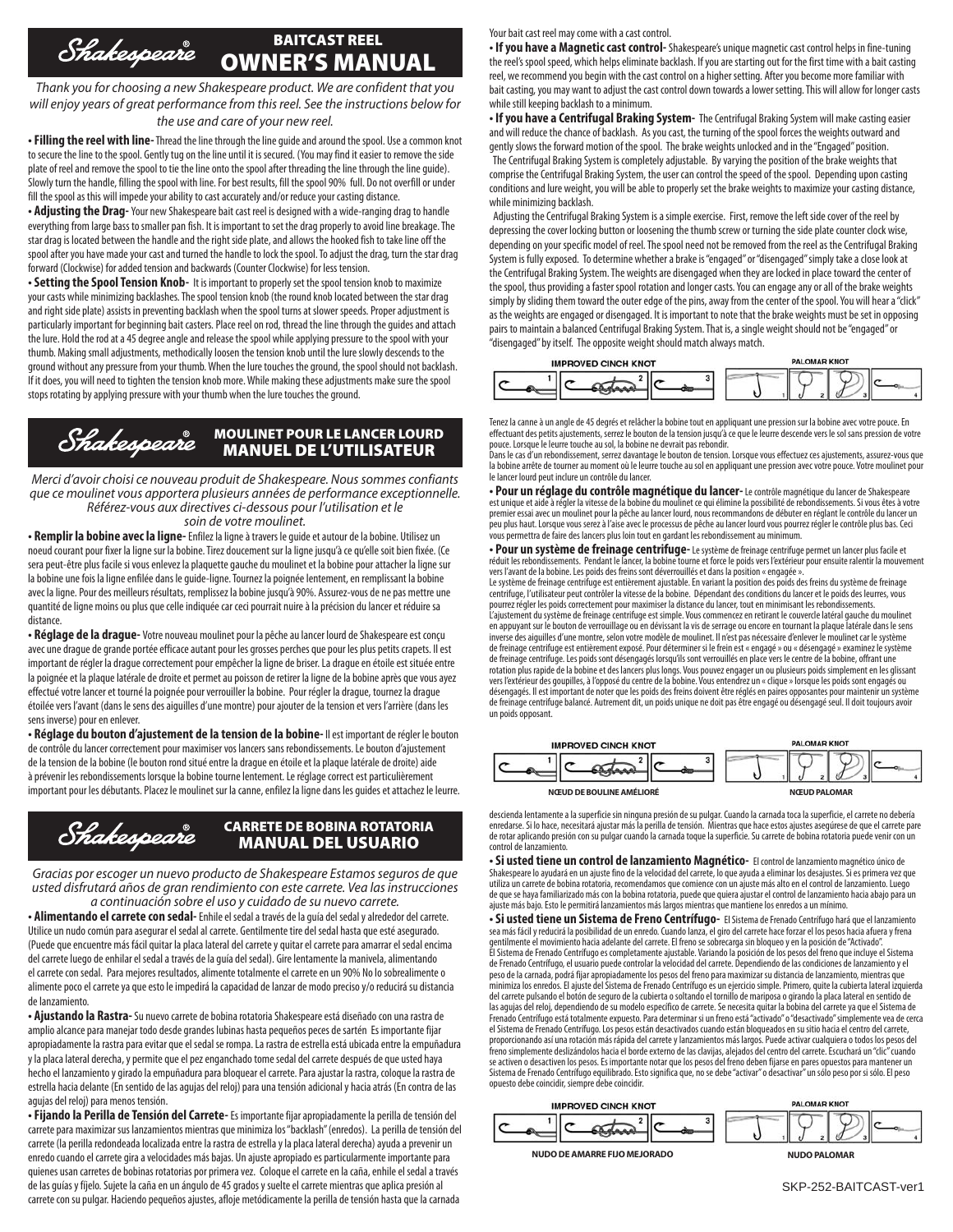# Shakespeare®

## BAITCAST REEL OWNER'S MANUAL

*Thank you for choosing a new Shakespeare product. We are confident that you will enjoy years of great performance from this reel. See the instructions below for the use and care of your new reel.*

**• Filling the reel with line-** Thread the line through the line guide and around the spool. Use a common knot to secure the line to the spool. Gently tug on the line until it is secured. (You may find it easier to remove the side plate of reel and remove the spool to tie the line onto the spool after threading the line through the line guide). Slowly turn the handle, filling the spool with line. For best results, fill the spool 90% full. Do not overfill or under fill the spool as this will impede your ability to cast accurately and/or reduce your casting distance.

**• Adjusting the Drag-** Your new Shakespeare bait cast reel is designed with a wide-ranging drag to handle everything from large bass to smaller pan fish. It is important to set the drag properly to avoid line breakage. The star drag is located between the handle and the right side plate, and allows the hooked fish to take line off the spool after you have made your cast and turned the handle to lock the spool. To adjust the drag, turn the star drag forward (Clockwise) for added tension and backwards (Counter Clockwise) for less tension.

**• Setting the Spool Tension Knob-** It is important to properly set the spool tension knob to maximize your casts while minimizing backlashes. The spool tension knob (the round knob located between the star drag and right side plate) assists in preventing backlash when the spool turns at slower speeds. Proper adjustment is particularly important for beginning bait casters. Place reel on rod, thread the line through the guides and attach the lure. Hold the rod at a 45 degree angle and release the spool while applying pressure to the spool with your thumb. Making small adjustments, methodically loosen the tension knob until the lure slowly descends to the ground without any pressure from your thumb. When the lure touches the ground, the spool should not backlash. If it does, you will need to tighten the tension knob more. While making these adjustments make sure the spool stops rotating by applying pressure with your thumb when the lure touches the ground.

Your bait cast reel may come with a cast control.

**• If you have a Magnetic cast control-** Shakespeare's unique magnetic cast control helps in fine-tuning the reel's spool speed, which helps eliminate backlash. If you are starting out for the first time with a bait casting reel, we recommend you begin with the cast control on a higher setting. After you become more familiar with bait casting, you may want to adjust the cast control down towards a lower setting. This will allow for longer casts while still keeping backlash to a minimum.

**• If you have a Centrifugal Braking System-** The Centrifugal Braking System will make casting easier and will reduce the chance of backlash. As you cast, the turning of the spool forces the weights outward and gently slows the forward motion of the spool. The brake weights unlocked and in the "Engaged" position.
The Centrifugal Braking System is completely adjustable. By varying the position of the brake weights that comprise the Centrifugal Braking System, the user can control the speed of the spool. Depending upon casting conditions and lure weight, you will be able to properly set the brake weights to maximize your casting distance, while minimizing backlash.
Adjusting the Centrifugal Braking System is a simple exercise. First, remove the left side cover of the reel by depressing the cover locking button or loosening the thumb screw or turning the side plate counter clock wise, depending on your specific model of reel. The spool need not be removed from the reel as the Centrifugal Braking System is fully exposed. To determine whether a brake is "engaged" or "disengaged" simply take a close look at the Centrifugal Braking System. The weights are disengaged when they are locked in place toward the center of the spool, thus providing a faster spool rotation and longer casts. You can engage any or all of the brake weights simply by sliding them toward the outer edge of the pins, away from the center of the spool. You will hear a "click" as the weights are engaged or disengaged. It is important to note that the brake weights must be set in opposing pairs to maintain a balanced Centrifugal Braking System. That is, a single weight should not be "engaged" or "disengaged" by itself. The opposite weight should match always match.

IMPROVED CINCH KNOT — PALOMAR KNOT

# Shakespeare®

## MOULINET POUR LE LANCER LOURD MANUEL DE L'UTILISATEUR

*Merci d'avoir choisi ce nouveau produit de Shakespeare. Nous sommes confiants que ce moulinet vous apportera plusieurs années de performance exceptionnelle. Référez-vous aux directives ci-dessous pour l'utilisation et le soin de votre moulinet.*

**• Remplir la bobine avec la ligne-** Enfilez la ligne à travers le guide et autour de la bobine. Utilisez un noeud courant pour fixer la ligne sur la bobine. Tirez doucement sur la ligne jusqu'à ce qu'elle soit bien fixée. (Ce sera peut-être plus facile si vous enlevez la plaquette gauche du moulinet et la bobine pour attacher la ligne sur la bobine une fois la ligne enfilée dans le guide-ligne. Tournez la poignée lentement, en remplissant la bobine avec la ligne. Pour des meilleurs résultats, remplissez la bobine jusqu'à 90%. Assurez-vous de ne pas mettre une quantité de ligne moins ou plus que celle indiquée car ceci pourrait nuire à la précision du lancer et réduire sa distance.

**• Réglage de la drague-** Votre nouveau moulinet pour la pêche au lancer lourd de Shakespeare est conçu avec une drague de grande portée efficace autant pour les grosses perches que pour les plus petits crapets. Il est important de régler la drague correctement pour empêcher la ligne de briser. La drague en étoile est située entre la poignée et la plaque latérale de droite et permet au poisson de retirer la ligne de la bobine après que vous ayez effectué votre lancer et tourné la poignée pour verrouiller la bobine. Pour régler la drague, tournez la drague étoilée vers l'avant (dans le sens des aiguilles d'une montre) pour ajouter de la tension et vers l'arrière (dans les sens inverse) pour en enlever.

**• Réglage du bouton d'ajustement de la tension de la bobine-** Il est important de régler le bouton de contrôle du lancer correctement pour maximiser vos lancers sans rebondissements. Le bouton d'ajustement de la tension de la bobine (le bouton rond situé entre la drague en étoile et la plaque latérale de droite) aide à prévenir les rebondissements lorsque la bobine tourne lentement. Le réglage correct est particulièrement important pour les débutants. Placez le moulinet sur la canne, enfilez la ligne dans les guides et attachez le leurre.

Tenez la canne à un angle de 45 degrés et relâcher la bobine tout en appliquant une pression sur la bobine avec votre pouce. En effectuant des petits ajustements, serrez le bouton de la tension jusqu'à ce que le leurre descende vers le sol sans pression de votre pouce. Lorsque le leurre touche au sol, la bobine ne devrait pas rebondir.
Dans le cas d'un rebondissement, serrez davantage le bouton de tension. Lorsque vous effectuez ces ajustements, assurez-vous que la bobine arrête de tourner au moment où le leurre touche au sol en appliquant une pression avec votre pouce. Votre moulinet pour le lancer lourd peut inclure un contrôle du lancer.

**• Pour un réglage du contrôle magnétique du lancer-** Le contrôle magnétique du lancer de Shakespeare est unique et aide à régler la vitesse de la bobine du moulinet ce qui élimine la possibilité de rebondissements. Si vous êtes à votre premier essai avec un moulinet pour la pêche au lancer lourd, nous recommandons de débuter en réglant le contrôle du lancer un peu plus haut. Lorsque vous serez à l'aise avec le processus de pêche au lancer lourd vous pourrez régler le contrôle plus bas. Ceci vous permettra de faire des lancers plus loin tout en gardant les rebondissements au minimum.

**• Pour un système de freinage centrifuge-** Le système de freinage centrifuge permet un lancer plus facile et réduit les rebondissements. Pendant le lancer, la bobine tourne et force le poids vers l'extérieur pour ensuite ralentir le mouvement vers l'avant de la bobine. Les poids des freins sont déverrouillés et dans la position « engagée ».
Le système de freinage centrifuge est entièrement ajustable. En variant la position des poids des freins du système de freinage centrifuge, l'utilisateur peut contrôler la vitesse de la bobine. Dépendant des conditions du lancer et le poids des leurres, vous pourrez régler les poids correctement pour maximiser la distance du lancer, tout en minimisant les rebondissements.
L'ajustement du système de freinage centrifuge est simple. Vous commencez en retirant le couvercle latéral gauche du moulinet en appuyant sur le bouton de verrouillage ou en dévissant la vis de serrage ou encore en tournant la plaque latérale dans le sens inverse des aiguilles d'une montre, selon votre modèle de moulinet. Il n'est pas nécessaire d'enlever le moulinet car le système de freinage centrifuge est entièrement exposé. Pour déterminer si le frein est « engagé » ou « désengagé » examinez le système de freinage centrifuge. Les poids sont désengagés lorsqu'ils sont verrouillés en place vers le centre de la bobine, offrant une rotation plus rapide de la bobine et des lancers plus longs. Vous pouvez engager un ou plusieurs poids simplement en les glissant vers l'extérieur des goupilles, à l'opposé du centre de la bobine. Vous entendrez un « clique » lorsque les poids sont engagés ou désengagés. Il est important de noter que les poids des freins doivent être réglés en paires opposantes pour maintenir un système de freinage centrifuge balancé. Autrement dit, un poids unique ne doit pas être engagé ou désengagé seul. Il doit toujours avoir un poids opposant.

NŒUD DE BOULINE AMÉLIORÉ — NŒUD PALOMAR

# Shakespeare®

## CARRETE DE BOBINA ROTATORIA MANUAL DEL USUARIO

*Gracias por escoger un nuevo producto de Shakespeare Estamos seguros de que usted disfrutará años de gran rendimiento con este carrete. Vea las instrucciones a continuación sobre el uso y cuidado de su nuevo carrete.*

**• Alimentando el carrete con sedal-** Enhile el sedal a través de la guía del sedal y alrededor del carrete. Utilice un nudo común para asegurar el sedal al carrete. Gentilmente tire del sedal hasta que esté asegurado. (Puede que encuentre más fácil quitar la placa lateral del carrete y quitar el carrete para amarrar el sedal encima del carrete luego de enhilar el sedal a través de la guía del sedal). Gire lentamente la manivela, alimentando el carrete con sedal. Para mejores resultados, alimente totalmente el carrete en un 90% No lo sobrealimente o alimente poco el carrete ya que esto le impedirá la capacidad de lanzar de modo preciso y/o reducirá su distancia de lanzamiento.

**• Ajustando la Rastra-** Su nuevo carrete de bobina rotatoria Shakespeare está diseñado con una rastra de amplio alcance para manejar todo desde grandes lubinas hasta pequeños peces de sartén Es importante fijar apropiadamente la rastra para evitar que el sedal se rompa. La rastra de estrella está ubicada entre la empuñadura y la placa lateral derecha, y permite que el pez enganchado tome sedal del carrete después de que usted haya hecho el lanzamiento y girado la empuñadura para bloquear el carrete. Para ajustar la rastra, coloque la rastra de estrella hacia delante (En sentido de las agujas del reloj) para una tensión adicional y hacia atrás (En contra de las agujas del reloj) para menos tensión.

**• Fijando la Perilla de Tensión del Carrete-** Es importante fijar apropiadamente la perilla de tensión del carrete para maximizar sus lanzamientos mientras que minimiza los "backlash" (enredos). La perilla de tensión del carrete (la perilla redondeada localizada entre la rastra de estrella y la placa lateral derecha) ayuda a prevenir un enredo cuando el carrete gira a velocidades más bajas. Un ajuste apropiado es particularmente importante para quienes usan carretes de bobinas rotatorias por primera vez. Coloque el carrete en la caña, enhile el sedal a través de las guías y fíjelo. Sujete la caña en un ángulo de 45 grados y suelte el carrete mientras que aplica presión al carrete con su pulgar. Haciendo pequeños ajustes, afloje metódicamente la perilla de tensión hasta que la carnada descienda lentamente a la superficie sin ninguna presión de su pulgar. Cuando la carnada toca la superficie, el carrete no debería enredarse. Si lo hace, necesitará ajustar más la perilla de tensión. Mientras que hace estos ajustes asegúrese de que el carrete pare de rotar aplicando presión con su pulgar cuando la carnada toque la superficie. Su carrete de bobina rotatoria puede venir con un control de lanzamiento.

**• Si usted tiene un control de lanzamiento Magnético-** El control de lanzamiento magnético único de Shakespeare lo ayudará en un ajuste fino de la velocidad del carrete, lo que ayuda a eliminar los desajustes. Si es primera vez que utiliza un carrete de bobina rotatoria, recomendamos que comience con un ajuste más alto en el control de lanzamiento. Luego de que se haya familiarizado más con la bobina rotatoria, puede que quiera ajustar el control de lanzamiento hacia abajo para un ajuste más bajo. Esto le permitirá lanzamientos más largos mientras que mantiene los enredos a un mínimo.

**• Si usted tiene un Sistema de Freno Centrífugo-** El Sistema de Frenado Centrífugo hará que el lanzamiento sea más fácil y reducirá la posibilidad de un enredo. Cuando lanza, el giro del carrete hace forzar el los pesos hacia afuera y frena gentilmente el movimiento hacia adelante del carrete. El freno se sobrecarga sin bloqueo y en la posición de "Activado".
El Sistema de Frenado Centrífugo es completamente ajustable. Variando la posición de los pesos del freno que incluye el Sistema de Frenado Centrífugo, el usuario puede controlar la velocidad del carrete. Dependiendo de las condiciones de lanzamiento y el peso de la carnada, podrá fijar apropiadamente los pesos del freno para maximizar su distancia de lanzamiento, mientras que minimiza los enredos. El ajuste del Sistema de Frenado Centrífugo es un ejercicio simple. Primero, quite la cubierta lateral izquierda del carrete pulsando el botón de seguro de la cubierta o soltando el tornillo de mariposa o girando la placa lateral en sentido de las agujas del reloj, dependiendo de su modelo específico de carrete. Se necesita quitar la bobina del carrete ya que el Sistema de Frenado Centrífugo está totalmente expuesto. Para determinar si un freno está "activado" o "desactivado" simplemente vea de cerca el Sistema de Frenado Centrífugo. Los pesos están desactivados cuando están bloqueados en su sitio hacia el centro del carrete, proporcionando así una rotación más rápida del carrete y lanzamientos más largos. Puede activar cualquiera o todos los pesos del freno simplemente deslizándolos hacia el borde externo de las clavijas, alejados del centro del carrete. Escuchará un "clic" cuando se activen o desactiven los pesos. Es importante notar que los pesos del freno deben fijarse en pares opuestos para mantener un Sistema de Frenado Centrífugo equilibrado. Esto significa que, no se debe "activar" o "desactivar" un sólo peso por sí sólo. El peso opuesto debe coincidir, siempre debe coincidir.

NUDO DE AMARRE FIJO MEJORADO — NUDO PALOMAR

SKP-252-BAITCAST-ver1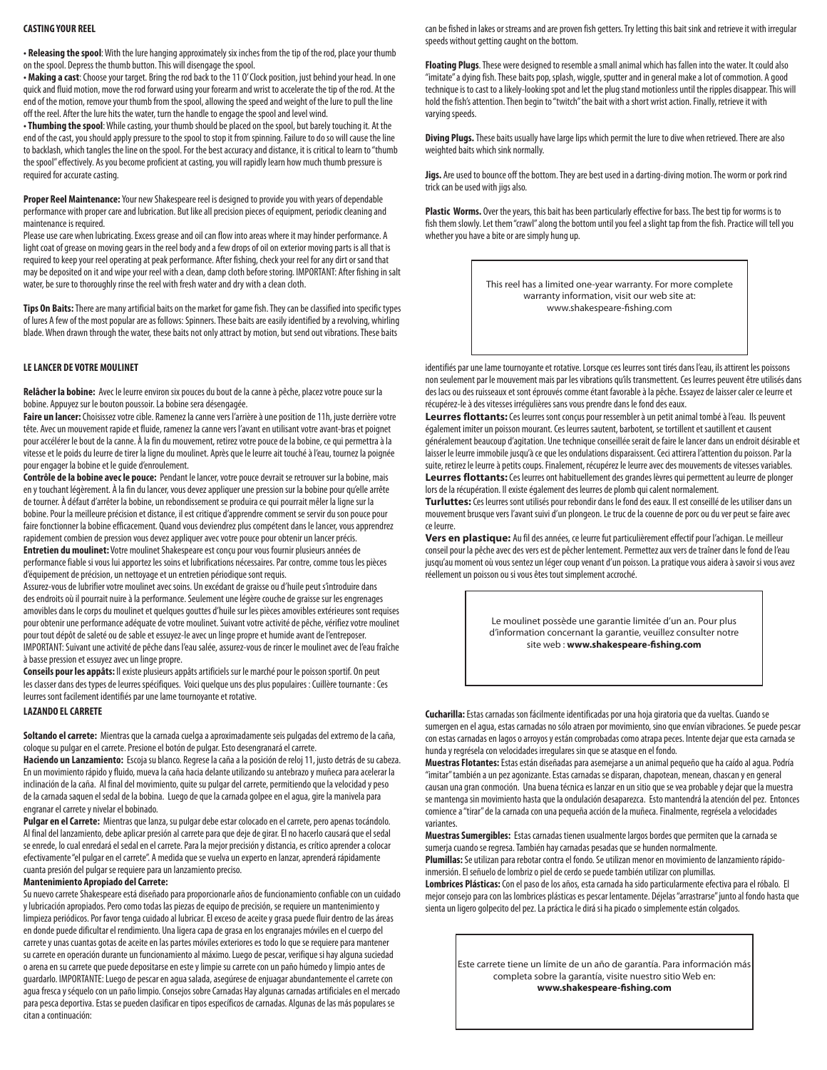## CASTING YOUR REEL

**• Releasing the spool**: With the lure hanging approximately six inches from the tip of the rod, place your thumb on the spool. Depress the thumb button. This will disengage the spool.

**• Making a cast**: Choose your target. Bring the rod back to the 11 O' Clock position, just behind your head. In one quick and fluid motion, move the rod forward using your forearm and wrist to accelerate the tip of the rod. At the end of the motion, remove your thumb from the spool, allowing the speed and weight of the lure to pull the line off the reel. After the lure hits the water, turn the handle to engage the spool and level wind.

**• Thumbing the spool**: While casting, your thumb should be placed on the spool, but barely touching it. At the end of the cast, you should apply pressure to the spool to stop it from spinning. Failure to do so will cause the line to backlash, which tangles the line on the spool. For the best accuracy and distance, it is critical to learn to "thumb the spool" effectively. As you become proficient at casting, you will rapidly learn how much thumb pressure is required for accurate casting.

**Proper Reel Maintenance:** Your new Shakespeare reel is designed to provide you with years of dependable performance with proper care and lubrication. But like all precision pieces of equipment, periodic cleaning and maintenance is required.

Please use care when lubricating. Excess grease and oil can flow into areas where it may hinder performance. A light coat of grease on moving gears in the reel body and a few drops of oil on exterior moving parts is all that is required to keep your reel operating at peak performance. After fishing, check your reel for any dirt or sand that may be deposited on it and wipe your reel with a clean, damp cloth before storing. IMPORTANT: After fishing in salt water, be sure to thoroughly rinse the reel with fresh water and dry with a clean cloth.

**Tips On Baits:** There are many artificial baits on the market for game fish. They can be classified into specific types of lures A few of the most popular are as follows: Spinners. These baits are easily identified by a revolving, whirling blade. When drawn through the water, these baits not only attract by motion, but send out vibrations. These baits can be fished in lakes or streams and are proven fish getters. Try letting this bait sink and retrieve it with irregular speeds without getting caught on the bottom.

**Floating Plugs**. These were designed to resemble a small animal which has fallen into the water. It could also "imitate" a dying fish. These baits pop, splash, wiggle, sputter and in general make a lot of commotion. A good technique is to cast to a likely-looking spot and let the plug stand motionless until the ripples disappear. This will hold the fish's attention. Then begin to "twitch" the bait with a short wrist action. Finally, retrieve it with varying speeds.

**Diving Plugs.** These baits usually have large lips which permit the lure to dive when retrieved. There are also weighted baits which sink normally.

**Jigs.** Are used to bounce off the bottom. They are best used in a darting-diving motion. The worm or pork rind trick can be used with jigs also.

**Plastic Worms.** Over the years, this bait has been particularly effective for bass. The best tip for worms is to fish them slowly. Let them "crawl" along the bottom until you feel a slight tap from the fish. Practice will tell you whether you have a bite or are simply hung up.

This reel has a limited one-year warranty. For more complete warranty information, visit our web site at: www.shakespeare-fishing.com

## LE LANCER DE VOTRE MOULINET

**Relâcher la bobine:** Avec le leurre environ six pouces du bout de la canne à pêche, placez votre pouce sur la bobine. Appuyez sur le bouton poussoir. La bobine sera désengagée.

**Faire un lancer:** Choisissez votre cible. Ramenez la canne vers l'arrière à une position de 11h, juste derrière votre tête. Avec un mouvement rapide et fluide, ramenez la canne vers l'avant en utilisant votre avant-bras et poignet pour accélérer le bout de la canne. À la fin du mouvement, retirez votre pouce de la bobine, ce qui permettra à la vitesse et le poids du leurre de tirer la ligne du moulinet. Après que le leurre ait touché à l'eau, tournez la poignée pour engager la bobine et le guide d'enroulement.

**Contrôle de la bobine avec le pouce:** Pendant le lancer, votre pouce devrait se retrouver sur la bobine, mais en y touchant légèrement. À la fin du lancer, vous devez appliquer une pression sur la bobine pour qu'elle arrête de tourner. À défaut d'arrêter la bobine, un rebondissement se produira ce qui pourrait mêler la ligne sur la bobine. Pour la meilleure précision et distance, il est critique d'apprendre comment se servir du son pouce pour faire fonctionner la bobine efficacement. Quand vous deviendrez plus compétent dans le lancer, vous apprendrez rapidement combien de pression vous devez appliquer avec votre pouce pour obtenir un lancer précis.

**Entretien du moulinet:** Votre moulinet Shakespeare est conçu pour vous fournir plusieurs années de performance fiable si vous lui apportez les soins et lubrifications nécessaires. Par contre, comme tous les pièces d'équipement de précision, un nettoyage et un entretien périodique sont requis.

Assurez-vous de lubrifier votre moulinet avec soins. Un excédant de graisse ou d'huile peut s'introduire dans des endroits où il pourrait nuire à la performance. Seulement une légère couche de graisse sur les engrenages amovibles dans le corps du moulinet et quelques gouttes d'huile sur les pièces amovibles extérieures sont requises pour obtenir une performance adéquate de votre moulinet. Suivant votre activité de pêche, vérifiez votre moulinet pour tout dépôt de saleté ou de sable et essuyez-le avec un linge propre et humide avant de l'entreposer. IMPORTANT: Suivant une activité de pêche dans l'eau salée, assurez-vous de rincer le moulinet avec de l'eau fraîche à basse pression et essuyez avec un linge propre.

**Conseils pour les appâts:** Il existe plusieurs appâts artificiels sur le marché pour le poisson sportif. On peut les classer dans des types de leurres spécifiques. Voici quelque uns des plus populaires : Cuillère tournante : Ces leurres sont facilement identifiés par une lame tournoyante et rotative. Lorsque ces leurres sont tirés dans l'eau, ils attirent les poissons non seulement par le mouvement mais par les vibrations qu'ils transmettent. Ces leurres peuvent être utilisés dans des lacs ou des ruisseaux et sont éprouvés comme étant favorable à la pêche. Essayez de laisser caler ce leurre et récupérez-le à des vitesses irrégulières sans vous prendre dans le fond des eaux.

**Leurres flottants:** Ces leurres sont conçus pour ressembler à un petit animal tombé à l'eau. Ils peuvent également imiter un poisson mourant. Ces leurres sautent, barbotent, se tortillent et sautillent et causent généralement beaucoup d'agitation. Une technique conseillée serait de faire le lancer dans un endroit désirable et laisser le leurre immobile jusqu'à ce que les ondulations disparaissent. Ceci attirera l'attention du poisson. Par la suite, retirez le leurre à petits coups. Finalement, récupérez le leurre avec des mouvements de vitesses variables.

**Leurres flottants:** Ces leurres ont habituellement des grandes lèvres qui permettent au leurre de plonger lors de la récupération. Il existe également des leurres de plomb qui calent normalement.

**Turluttes:** Ces leurres sont utilisés pour rebondir dans le fond des eaux. Il est conseillé de les utiliser dans un mouvement brusque vers l'avant suivi d'un plongeon. Le truc de la couenne de porc ou du ver peut se faire avec ce leurre.

**Vers en plastique:** Au fil des années, ce leurre fut particulièrement effectif pour l'achigan. Le meilleur conseil pour la pêche avec des vers est de pêcher lentement. Permettez aux vers de traîner dans le fond de l'eau jusqu'au moment où vous sentez un léger coup venant d'un poisson. La pratique vous aidera à savoir si vous avez réellement un poisson ou si vous êtes tout simplement accroché.

Le moulinet possède une garantie limitée d'un an. Pour plus d'information concernant la garantie, veuillez consulter notre site web : **www.shakespeare-fishing.com**

## LAZANDO EL CARRETE

**Soltando el carrete:** Mientras que la carnada cuelga a aproximadamente seis pulgadas del extremo de la caña, coloque su pulgar en el carrete. Presione el botón de pulgar. Esto desengranará el carrete.

**Haciendo un Lanzamiento:** Escoja su blanco. Regrese la caña a la posición de reloj 11, justo detrás de su cabeza. En un movimiento rápido y fluido, mueva la caña hacia delante utilizando su antebrazo y muñeca para acelerar la inclinación de la caña. Al final del movimiento, quite su pulgar del carrete, permitiendo que la velocidad y peso de la carnada saquen el sedal de la bobina. Luego de que la carnada golpee en el agua, gire la manivela para engranar el carrete y nivelar el bobinado.

**Pulgar en el Carrete:** Mientras que lanza, su pulgar debe estar colocado en el carrete, pero apenas tocándolo. Al final del lanzamiento, debe aplicar presión al carrete para que deje de girar. El no hacerlo causará que el sedal se enrede, lo cual enredará el sedal en el carrete. Para la mejor precisión y distancia, es crítico aprender a colocar efectivamente "el pulgar en el carrete". A medida que se vuelva un experto en lanzar, aprenderá rápidamente cuanta presión del pulgar se requiere para un lanzamiento preciso.

**Mantenimiento Apropiado del Carrete:**

Su nuevo carrete Shakespeare está diseñado para proporcionarle años de funcionamiento confiable con un cuidado y lubricación apropiados. Pero como todas las piezas de equipo de precisión, se requiere un mantenimiento y limpieza periódicos. Por favor tenga cuidado al lubricar. El exceso de aceite y grasa puede fluir dentro de las áreas en donde puede dificultar el rendimiento. Una ligera capa de grasa en los engranajes móviles en el cuerpo del carrete y unas cuantas gotas de aceite en las partes móviles exteriores es todo lo que se requiere para mantener su carrete en operación durante un funcionamiento al máximo. Luego de pescar, verifique si hay alguna suciedad o arena en su carrete que puede depositarse en este y limpie su carrete con un paño húmedo y limpio antes de guardarlo. IMPORTANTE: Luego de pescar en agua salada, asegúrese de enjuagar abundantemente el carrete con agua fresca y séquelo con un paño limpio. Consejos sobre Carnadas Hay algunas carnadas artificiales en el mercado para pesca deportiva. Estas se pueden clasificar en tipos específicos de carnadas. Algunas de las más populares se citan a continuación:

**Cucharilla:** Estas carnadas son fácilmente identificadas por una hoja giratoria que da vueltas. Cuando se sumergen en el agua, estas carnadas no sólo atraen por movimiento, sino que envían vibraciones. Se puede pescar con estas carnadas en lagos o arroyos y están comprobadas como atrapa peces. Intente dejar que esta carnada se hunda y regrésela con velocidades irregulares sin que se atasque en el fondo.

**Muestras Flotantes:** Estas están diseñadas para asemejarse a un animal pequeño que ha caído al agua. Podría "imitar" también a un pez agonizante. Estas carnadas se disparan, chapotean, menean, chascan y en general causan una gran conmoción. Una buena técnica es lanzar en un sitio que se vea probable y dejar que la muestra se mantenga sin movimiento hasta que la ondulación desaparezca. Esto mantendrá la atención del pez. Entonces comience a "tirar" de la carnada con una pequeña acción de la muñeca. Finalmente, regrésela a velocidades variantes.

**Muestras Sumergibles:** Estas carnadas tienen usualmente largos bordes que permiten que la carnada se sumerja cuando se regresa. También hay carnadas pesadas que se hunden normalmente.

**Plumillas:** Se utilizan para rebotar contra el fondo. Se utilizan menor en movimiento de lanzamiento rápido-inmersión. El señuelo de lombriz o piel de cerdo se puede también utilizar con plumillas.

**Lombrices Plásticas:** Con el paso de los años, esta carnada ha sido particularmente efectiva para el róbalo. El mejor consejo para con las lombrices plásticas es pescar lentamente. Déjelas "arrastrarse" junto al fondo hasta que sienta un ligero golpecito del pez. La práctica le dirá si ha picado o simplemente están colgados.

Este carrete tiene un límite de un año de garantía. Para información más completa sobre la garantía, visite nuestro sitio Web en: **www.shakespeare-fishing.com**